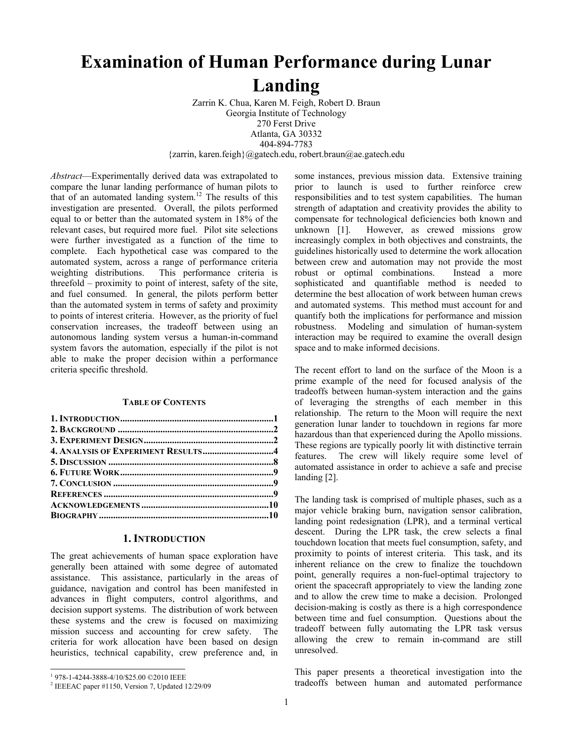# Examination of Human Performance during Lunar Landing

Zarrin K. Chua, Karen M. Feigh, Robert D. Braun
Georgia Institute of Technology
270 Ferst Drive
Atlanta, GA 30332
404-894-7783
{zarrin, karen.feigh}@gatech.edu, robert.braun@ae.gatech.edu

*Abstract*—Experimentally derived data was extrapolated to compare the lunar landing performance of human pilots to that of an automated landing system.[1,2] The results of this investigation are presented. Overall, the pilots performed equal to or better than the automated system in 18% of the relevant cases, but required more fuel. Pilot site selections were further investigated as a function of the time to complete. Each hypothetical case was compared to the automated system, across a range of performance criteria weighting distributions. This performance criteria is threefold – proximity to point of interest, safety of the site, and fuel consumed. In general, the pilots perform better than the automated system in terms of safety and proximity to points of interest criteria. However, as the priority of fuel conservation increases, the tradeoff between using an autonomous landing system versus a human-in-command system favors the automation, especially if the pilot is not able to make the proper decision within a performance criteria specific threshold.

**TABLE OF CONTENTS**

| | |
|---|---|
| **1. INTRODUCTION** | **1** |
| **2. BACKGROUND** | **2** |
| **3. EXPERIMENT DESIGN** | **2** |
| **4. ANALYSIS OF EXPERIMENT RESULTS** | **4** |
| **5. DISCUSSION** | **8** |
| **6. FUTURE WORK** | **9** |
| **7. CONCLUSION** | **9** |
| **REFERENCES** | **9** |
| **ACKNOWLEDGEMENTS** | **10** |
| **BIOGRAPHY** | **10** |

## 1. INTRODUCTION

The great achievements of human space exploration have generally been attained with some degree of automated assistance. This assistance, particularly in the areas of guidance, navigation and control has been manifested in advances in flight computers, control algorithms, and decision support systems. The distribution of work between these systems and the crew is focused on maximizing mission success and accounting for crew safety. The criteria for work allocation have been based on design heuristics, technical capability, crew preference and, in some instances, previous mission data. Extensive training prior to launch is used to further reinforce crew responsibilities and to test system capabilities. The human strength of adaptation and creativity provides the ability to compensate for technological deficiencies both known and unknown [1]. However, as crewed missions grow increasingly complex in both objectives and constraints, the guidelines historically used to determine the work allocation between crew and automation may not provide the most robust or optimal combinations. Instead a more sophisticated and quantifiable method is needed to determine the best allocation of work between human crews and automated systems. This method must account for and quantify both the implications for performance and mission robustness. Modeling and simulation of human-system interaction may be required to examine the overall design space and to make informed decisions.

The recent effort to land on the surface of the Moon is a prime example of the need for focused analysis of the tradeoffs between human-system interaction and the gains of leveraging the strengths of each member in this relationship. The return to the Moon will require the next generation lunar lander to touchdown in regions far more hazardous than that experienced during the Apollo missions. These regions are typically poorly lit with distinctive terrain features. The crew will likely require some level of automated assistance in order to achieve a safe and precise landing [2].

The landing task is comprised of multiple phases, such as a major vehicle braking burn, navigation sensor calibration, landing point redesignation (LPR), and a terminal vertical descent. During the LPR task, the crew selects a final touchdown location that meets fuel consumption, safety, and proximity to points of interest criteria. This task, and its inherent reliance on the crew to finalize the touchdown point, generally requires a non-fuel-optimal trajectory to orient the spacecraft appropriately to view the landing zone and to allow the crew time to make a decision. Prolonged decision-making is costly as there is a high correspondence between time and fuel consumption. Questions about the tradeoff between fully automating the LPR task versus allowing the crew to remain in-command are still unresolved.

This paper presents a theoretical investigation into the tradeoffs between human and automated performance

[1] 978-1-4244-3888-4/10/$25.00 ©2010 IEEE
[2] IEEEAC paper #1150, Version 7, Updated 12/29/09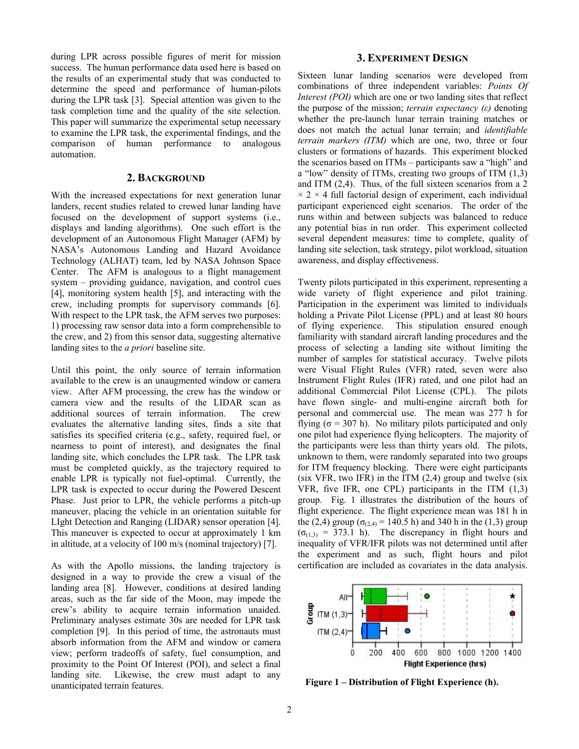during LPR across possible figures of merit for mission success. The human performance data used here is based on the results of an experimental study that was conducted to determine the speed and performance of human-pilots during the LPR task [3]. Special attention was given to the task completion time and the quality of the site selection. This paper will summarize the experimental setup necessary to examine the LPR task, the experimental findings, and the comparison of human performance to analogous automation.

## 2. Background

With the increased expectations for next generation lunar landers, recent studies related to crewed lunar landing have focused on the development of support systems (i.e., displays and landing algorithms). One such effort is the development of an Autonomous Flight Manager (AFM) by NASA's Autonomous Landing and Hazard Avoidance Technology (ALHAT) team, led by NASA Johnson Space Center. The AFM is analogous to a flight management system – providing guidance, navigation, and control cues [4], monitoring system health [5], and interacting with the crew, including prompts for supervisory commands [6]. With respect to the LPR task, the AFM serves two purposes: 1) processing raw sensor data into a form comprehensible to the crew, and 2) from this sensor data, suggesting alternative landing sites to the *a priori* baseline site.

Until this point, the only source of terrain information available to the crew is an unaugmented window or camera view. After AFM processing, the crew has the window or camera view and the results of the LIDAR scan as additional sources of terrain information. The crew evaluates the alternative landing sites, finds a site that satisfies its specified criteria (e.g., safety, required fuel, or nearness to point of interest), and designates the final landing site, which concludes the LPR task. The LPR task must be completed quickly, as the trajectory required to enable LPR is typically not fuel-optimal. Currently, the LPR task is expected to occur during the Powered Descent Phase. Just prior to LPR, the vehicle performs a pitch-up maneuver, placing the vehicle in an orientation suitable for LIght Detection and Ranging (LIDAR) sensor operation [4]. This maneuver is expected to occur at approximately 1 km in altitude, at a velocity of 100 m/s (nominal trajectory) [7].

As with the Apollo missions, the landing trajectory is designed in a way to provide the crew a visual of the landing area [8]. However, conditions at desired landing areas, such as the far side of the Moon, may impede the crew's ability to acquire terrain information unaided. Preliminary analyses estimate 30s are needed for LPR task completion [9]. In this period of time, the astronauts must absorb information from the AFM and window or camera view; perform tradeoffs of safety, fuel consumption, and proximity to the Point Of Interest (POI), and select a final landing site. Likewise, the crew must adapt to any unanticipated terrain features.

## 3. Experiment Design

Sixteen lunar landing scenarios were developed from combinations of three independent variables: *Points Of Interest (POI)* which are one or two landing sites that reflect the purpose of the mission; *terrain expectancy (ε)* denoting whether the pre-launch lunar terrain training matches or does not match the actual lunar terrain; and *identifiable terrain markers (ITM)* which are one, two, three or four clusters or formations of hazards. This experiment blocked the scenarios based on ITMs – participants saw a "high" and a "low" density of ITMs, creating two groups of ITM (1,3) and ITM (2,4). Thus, of the full sixteen scenarios from a $2 \times 2 \times 4$ full factorial design of experiment, each individual participant experienced eight scenarios. The order of the runs within and between subjects was balanced to reduce any potential bias in run order. This experiment collected several dependent measures: time to complete, quality of landing site selection, task strategy, pilot workload, situation awareness, and display effectiveness.

Twenty pilots participated in this experiment, representing a wide variety of flight experience and pilot training. Participation in the experiment was limited to individuals holding a Private Pilot License (PPL) and at least 80 hours of flying experience. This stipulation ensured enough familiarity with standard aircraft landing procedures and the process of selecting a landing site without limiting the number of samples for statistical accuracy. Twelve pilots were Visual Flight Rules (VFR) rated, seven were also Instrument Flight Rules (IFR) rated, and one pilot had an additional Commercial Pilot License (CPL). The pilots have flown single- and multi-engine aircraft both for personal and commercial use. The mean was 277 h for flying ($\sigma$ = 307 h). No military pilots participated and only one pilot had experience flying helicopters. The majority of the participants were less than thirty years old. The pilots, unknown to them, were randomly separated into two groups for ITM frequency blocking. There were eight participants (six VFR, two IFR) in the ITM (2,4) group and twelve (six VFR, five IFR, one CPL) participants in the ITM (1,3) group. Fig. 1 illustrates the distribution of the hours of flight experience. The flight experience mean was 181 h in the (2,4) group ($\sigma_{(2,4)}$ = 140.5 h) and 340 h in the (1,3) group ($\sigma_{(1,3)}$ = 373.1 h). The discrepancy in flight hours and inequality of VFR/IFR pilots was not determined until after the experiment and as such, flight hours and pilot certification are included as covariates in the data analysis.

**Figure 1 – Distribution of Flight Experience (h).**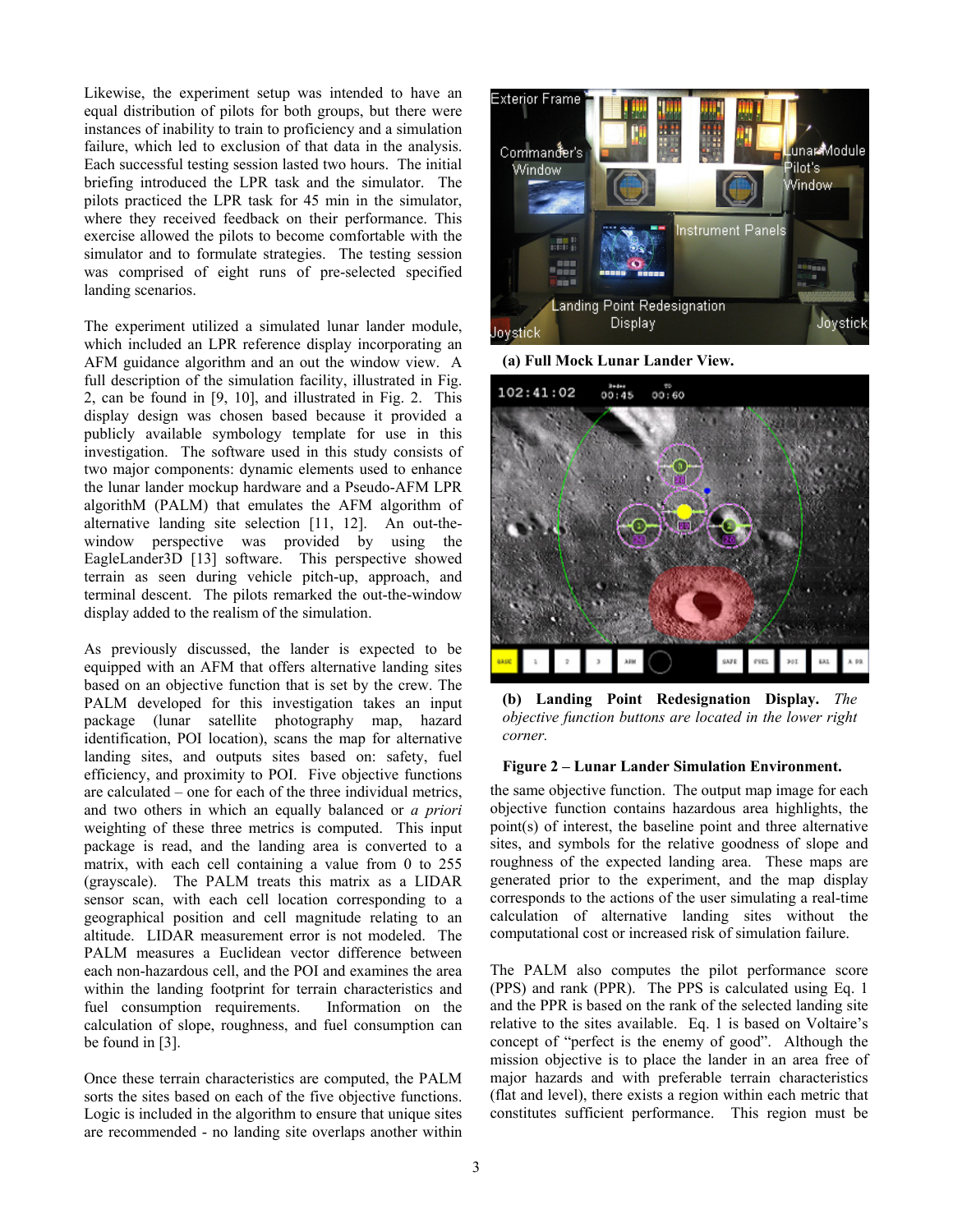Likewise, the experiment setup was intended to have an equal distribution of pilots for both groups, but there were instances of inability to train to proficiency and a simulation failure, which led to exclusion of that data in the analysis. Each successful testing session lasted two hours. The initial briefing introduced the LPR task and the simulator. The pilots practiced the LPR task for 45 min in the simulator, where they received feedback on their performance. This exercise allowed the pilots to become comfortable with the simulator and to formulate strategies. The testing session was comprised of eight runs of pre-selected specified landing scenarios.

The experiment utilized a simulated lunar lander module, which included an LPR reference display incorporating an AFM guidance algorithm and an out the window view. A full description of the simulation facility, illustrated in Fig. 2, can be found in [9, 10], and illustrated in Fig. 2. This display design was chosen based because it provided a publicly available symbology template for use in this investigation. The software used in this study consists of two major components: dynamic elements used to enhance the lunar lander mockup hardware and a Pseudo-AFM LPR algorithM (PALM) that emulates the AFM algorithm of alternative landing site selection [11, 12]. An out-the-window perspective was provided by using the EagleLander3D [13] software. This perspective showed terrain as seen during vehicle pitch-up, approach, and terminal descent. The pilots remarked the out-the-window display added to the realism of the simulation.

As previously discussed, the lander is expected to be equipped with an AFM that offers alternative landing sites based on an objective function that is set by the crew. The PALM developed for this investigation takes an input package (lunar satellite photography map, hazard identification, POI location), scans the map for alternative landing sites, and outputs sites based on: safety, fuel efficiency, and proximity to POI. Five objective functions are calculated – one for each of the three individual metrics, and two others in which an equally balanced or *a priori* weighting of these three metrics is computed. This input package is read, and the landing area is converted to a matrix, with each cell containing a value from 0 to 255 (grayscale). The PALM treats this matrix as a LIDAR sensor scan, with each cell location corresponding to a geographical position and cell magnitude relating to an altitude. LIDAR measurement error is not modeled. The PALM measures a Euclidean vector difference between each non-hazardous cell, and the POI and examines the area within the landing footprint for terrain characteristics and fuel consumption requirements. Information on the calculation of slope, roughness, and fuel consumption can be found in [3].

Once these terrain characteristics are computed, the PALM sorts the sites based on each of the five objective functions. Logic is included in the algorithm to ensure that unique sites are recommended - no landing site overlaps another within the same objective function. The output map image for each objective function contains hazardous area highlights, the point(s) of interest, the baseline point and three alternative sites, and symbols for the relative goodness of slope and roughness of the expected landing area. These maps are generated prior to the experiment, and the map display corresponds to the actions of the user simulating a real-time calculation of alternative landing sites without the computational cost or increased risk of simulation failure.

Exterior Frame
Commander's Window
Lunar Module Pilot's Window
Instrument Panels
Landing Point Redesignation Display
Joystick
Joystick

**(a) Full Mock Lunar Lander View.**

102:41:02
00:45
00:60

**(b) Landing Point Redesignation Display.** *The objective function buttons are located in the lower right corner.*

**Figure 2 – Lunar Lander Simulation Environment.**

The PALM also computes the pilot performance score (PPS) and rank (PPR). The PPS is calculated using Eq. 1 and the PPR is based on the rank of the selected landing site relative to the sites available. Eq. 1 is based on Voltaire's concept of "perfect is the enemy of good". Although the mission objective is to place the lander in an area free of major hazards and with preferable terrain characteristics (flat and level), there exists a region within each metric that constitutes sufficient performance. This region must be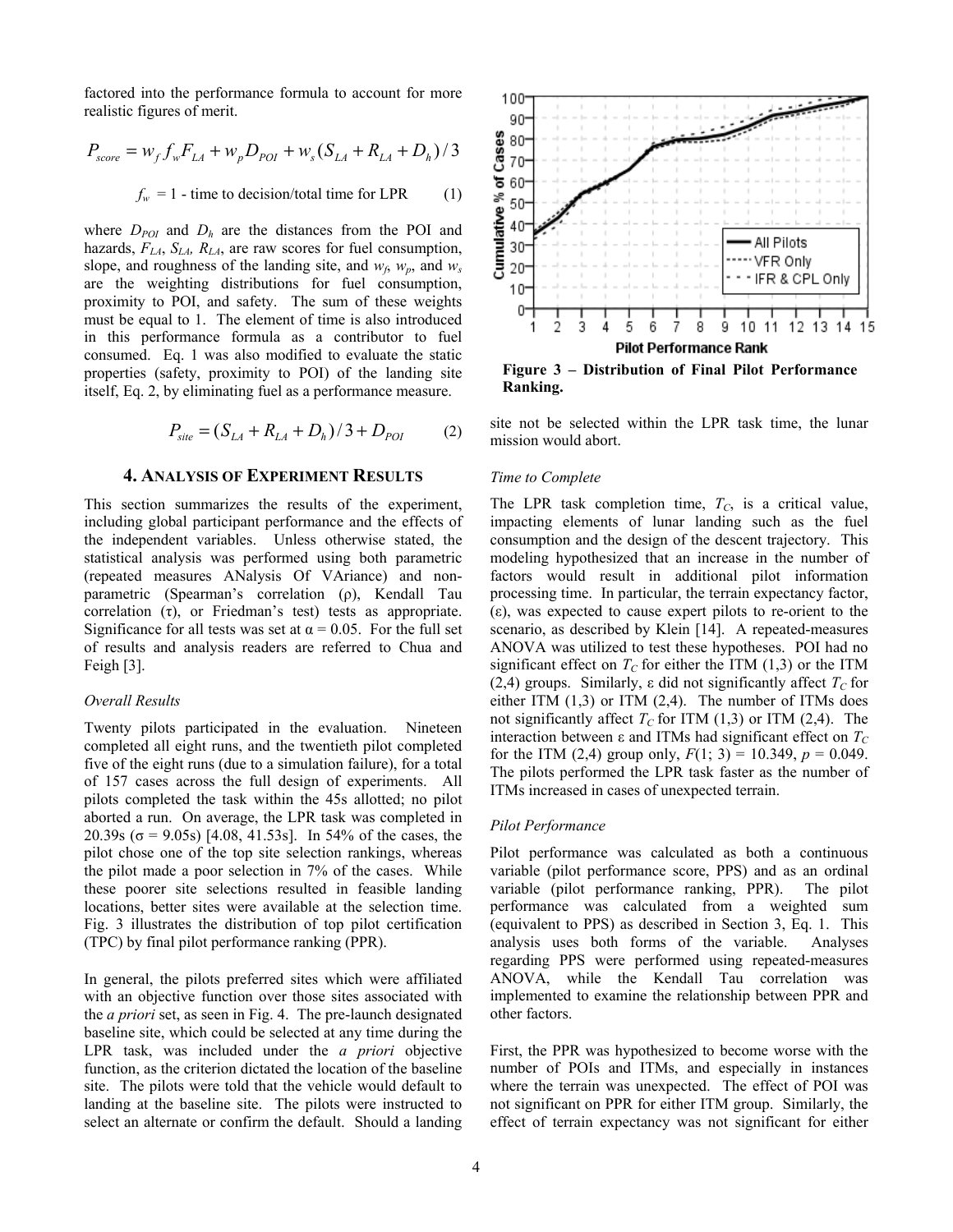factored into the performance formula to account for more realistic figures of merit.

$$P_{score} = w_f f_w F_{LA} + w_p D_{POI} + w_s (S_{LA} + R_{LA} + D_h)/3$$

$$f_w = 1 - \text{time to decision/total time for LPR} \qquad (1)$$

where $D_{POI}$ and $D_h$ are the distances from the POI and hazards, $F_{LA}$, $S_{LA}$, $R_{LA}$, are raw scores for fuel consumption, slope, and roughness of the landing site, and $w_f$, $w_p$, and $w_s$ are the weighting distributions for fuel consumption, proximity to POI, and safety. The sum of these weights must be equal to 1. The element of time is also introduced in this performance formula as a contributor to fuel consumed. Eq. 1 was also modified to evaluate the static properties (safety, proximity to POI) of the landing site itself, Eq. 2, by eliminating fuel as a performance measure.

$$P_{site} = (S_{LA} + R_{LA} + D_h)/3 + D_{POI} \qquad (2)$$

## 4. Analysis of Experiment Results

This section summarizes the results of the experiment, including global participant performance and the effects of the independent variables. Unless otherwise stated, the statistical analysis was performed using both parametric (repeated measures ANalysis Of VAriance) and non-parametric (Spearman's correlation (ρ), Kendall Tau correlation (τ), or Friedman's test) tests as appropriate. Significance for all tests was set at $\alpha = 0.05$. For the full set of results and analysis readers are referred to Chua and Feigh [3].

*Overall Results*

Twenty pilots participated in the evaluation. Nineteen completed all eight runs, and the twentieth pilot completed five of the eight runs (due to a simulation failure), for a total of 157 cases across the full design of experiments. All pilots completed the task within the 45s allotted; no pilot aborted a run. On average, the LPR task was completed in 20.39s ($\sigma = 9.05$s) [4.08, 41.53s]. In 54% of the cases, the pilot chose one of the top site selection rankings, whereas the pilot made a poor selection in 7% of the cases. While these poorer site selections resulted in feasible landing locations, better sites were available at the selection time. Fig. 3 illustrates the distribution of top pilot certification (TPC) by final pilot performance ranking (PPR).

In general, the pilots preferred sites which were affiliated with an objective function over those sites associated with the *a priori* set, as seen in Fig. 4. The pre-launch designated baseline site, which could be selected at any time during the LPR task, was included under the *a priori* objective function, as the criterion dictated the location of the baseline site. The pilots were told that the vehicle would default to landing at the baseline site. The pilots were instructed to select an alternate or confirm the default. Should a landing site not be selected within the LPR task time, the lunar mission would abort.

**Figure 3 – Distribution of Final Pilot Performance Ranking.**

*Time to Complete*

The LPR task completion time, $T_C$, is a critical value, impacting elements of lunar landing such as the fuel consumption and the design of the descent trajectory. This modeling hypothesized that an increase in the number of factors would result in additional pilot information processing time. In particular, the terrain expectancy factor, (ε), was expected to cause expert pilots to re-orient to the scenario, as described by Klein [14]. A repeated-measures ANOVA was utilized to test these hypotheses. POI had no significant effect on $T_C$ for either the ITM (1,3) or the ITM (2,4) groups. Similarly, ε did not significantly affect $T_C$ for either ITM (1,3) or ITM (2,4). The number of ITMs does not significantly affect $T_C$ for ITM (1,3) or ITM (2,4). The interaction between ε and ITMs had significant effect on $T_C$ for the ITM (2,4) group only, $F(1; 3) = 10.349$, $p = 0.049$. The pilots performed the LPR task faster as the number of ITMs increased in cases of unexpected terrain.

*Pilot Performance*

Pilot performance was calculated as both a continuous variable (pilot performance score, PPS) and as an ordinal variable (pilot performance ranking, PPR). The pilot performance was calculated from a weighted sum (equivalent to PPS) as described in Section 3, Eq. 1. This analysis uses both forms of the variable. Analyses regarding PPS were performed using repeated-measures ANOVA, while the Kendall Tau correlation was implemented to examine the relationship between PPR and other factors.

First, the PPR was hypothesized to become worse with the number of POIs and ITMs, and especially in instances where the terrain was unexpected. The effect of POI was not significant on PPR for either ITM group. Similarly, the effect of terrain expectancy was not significant for either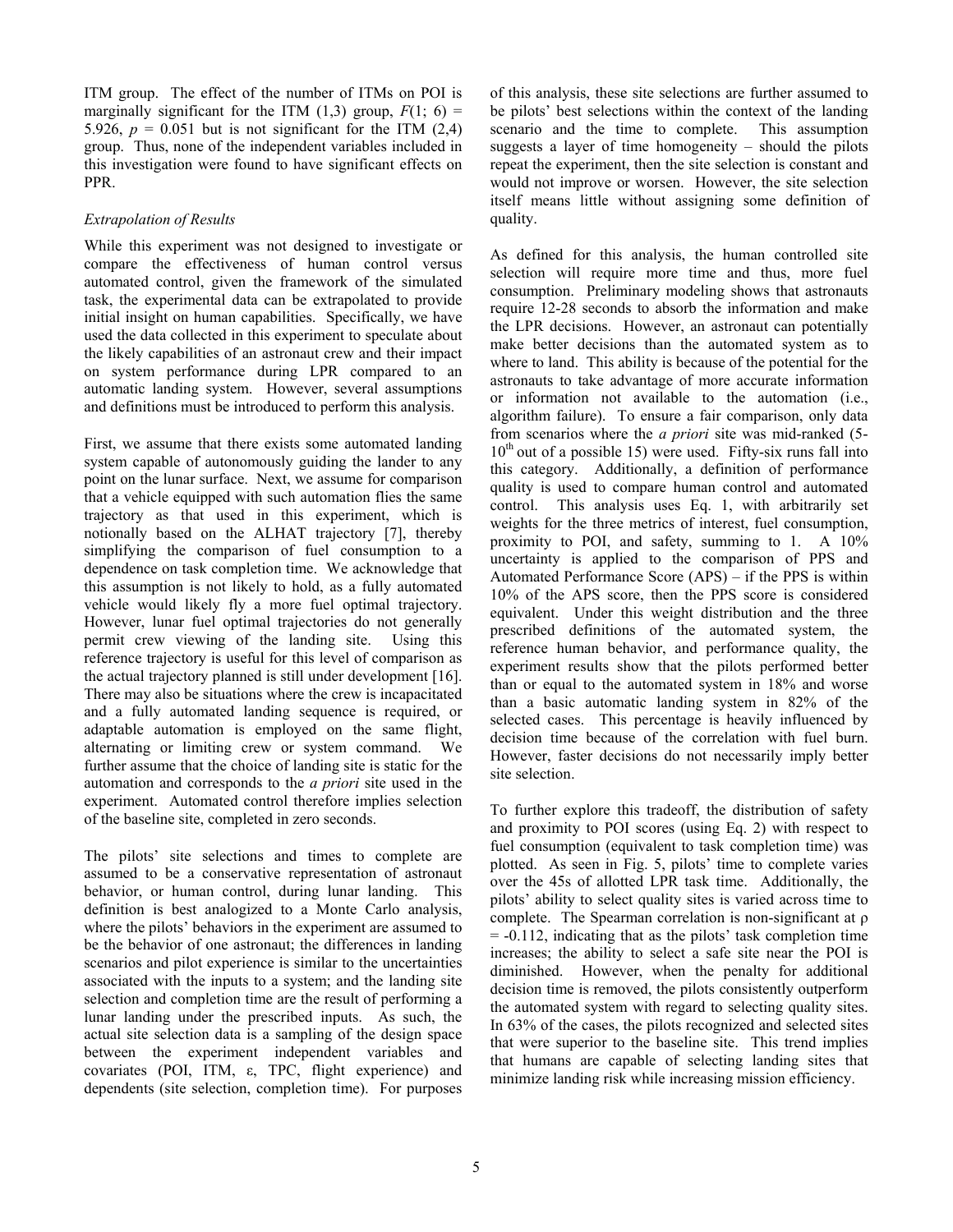ITM group. The effect of the number of ITMs on POI is marginally significant for the ITM (1,3) group, $F(1; 6) = 5.926$, $p = 0.051$ but is not significant for the ITM (2,4) group. Thus, none of the independent variables included in this investigation were found to have significant effects on PPR.

### *Extrapolation of Results*

While this experiment was not designed to investigate or compare the effectiveness of human control versus automated control, given the framework of the simulated task, the experimental data can be extrapolated to provide initial insight on human capabilities. Specifically, we have used the data collected in this experiment to speculate about the likely capabilities of an astronaut crew and their impact on system performance during LPR compared to an automatic landing system. However, several assumptions and definitions must be introduced to perform this analysis.

First, we assume that there exists some automated landing system capable of autonomously guiding the lander to any point on the lunar surface. Next, we assume for comparison that a vehicle equipped with such automation flies the same trajectory as that used in this experiment, which is notionally based on the ALHAT trajectory [7], thereby simplifying the comparison of fuel consumption to a dependence on task completion time. We acknowledge that this assumption is not likely to hold, as a fully automated vehicle would likely fly a more fuel optimal trajectory. However, lunar fuel optimal trajectories do not generally permit crew viewing of the landing site. Using this reference trajectory is useful for this level of comparison as the actual trajectory planned is still under development [16]. There may also be situations where the crew is incapacitated and a fully automated landing sequence is required, or adaptable automation is employed on the same flight, alternating or limiting crew or system command. We further assume that the choice of landing site is static for the automation and corresponds to the *a priori* site used in the experiment. Automated control therefore implies selection of the baseline site, completed in zero seconds.

The pilots' site selections and times to complete are assumed to be a conservative representation of astronaut behavior, or human control, during lunar landing. This definition is best analogized to a Monte Carlo analysis, where the pilots' behaviors in the experiment are assumed to be the behavior of one astronaut; the differences in landing scenarios and pilot experience is similar to the uncertainties associated with the inputs to a system; and the landing site selection and completion time are the result of performing a lunar landing under the prescribed inputs. As such, the actual site selection data is a sampling of the design space between the experiment independent variables and covariates (POI, ITM, $\varepsilon$, TPC, flight experience) and dependents (site selection, completion time). For purposes of this analysis, these site selections are further assumed to be pilots' best selections within the context of the landing scenario and the time to complete. This assumption suggests a layer of time homogeneity – should the pilots repeat the experiment, then the site selection is constant and would not improve or worsen. However, the site selection itself means little without assigning some definition of quality.

As defined for this analysis, the human controlled site selection will require more time and thus, more fuel consumption. Preliminary modeling shows that astronauts require 12-28 seconds to absorb the information and make the LPR decisions. However, an astronaut can potentially make better decisions than the automated system as to where to land. This ability is because of the potential for the astronauts to take advantage of more accurate information or information not available to the automation (i.e., algorithm failure). To ensure a fair comparison, only data from scenarios where the *a priori* site was mid-ranked (5-10th out of a possible 15) were used. Fifty-six runs fall into this category. Additionally, a definition of performance quality is used to compare human control and automated control. This analysis uses Eq. 1, with arbitrarily set weights for the three metrics of interest, fuel consumption, proximity to POI, and safety, summing to 1. A 10% uncertainty is applied to the comparison of PPS and Automated Performance Score (APS) – if the PPS is within 10% of the APS score, then the PPS score is considered equivalent. Under this weight distribution and the three prescribed definitions of the automated system, the reference human behavior, and performance quality, the experiment results show that the pilots performed better than or equal to the automated system in 18% and worse than a basic automatic landing system in 82% of the selected cases. This percentage is heavily influenced by decision time because of the correlation with fuel burn. However, faster decisions do not necessarily imply better site selection.

To further explore this tradeoff, the distribution of safety and proximity to POI scores (using Eq. 2) with respect to fuel consumption (equivalent to task completion time) was plotted. As seen in Fig. 5, pilots' time to complete varies over the 45s of allotted LPR task time. Additionally, the pilots' ability to select quality sites is varied across time to complete. The Spearman correlation is non-significant at $\rho = -0.112$, indicating that as the pilots' task completion time increases; the ability to select a safe site near the POI is diminished. However, when the penalty for additional decision time is removed, the pilots consistently outperform the automated system with regard to selecting quality sites. In 63% of the cases, the pilots recognized and selected sites that were superior to the baseline site. This trend implies that humans are capable of selecting landing sites that minimize landing risk while increasing mission efficiency.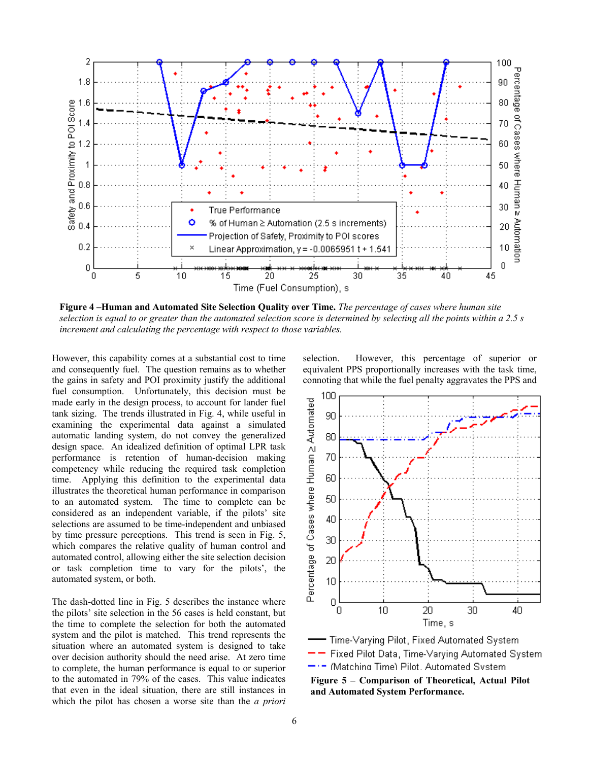**Figure 4 –Human and Automated Site Selection Quality over Time.** *The percentage of cases where human site selection is equal to or greater than the automated selection score is determined by selecting all the points within a 2.5 s increment and calculating the percentage with respect to those variables.*

However, this capability comes at a substantial cost to time and consequently fuel. The question remains as to whether the gains in safety and POI proximity justify the additional fuel consumption. Unfortunately, this decision must be made early in the design process, to account for lander fuel tank sizing. The trends illustrated in Fig. 4, while useful in examining the experimental data against a simulated automatic landing system, do not convey the generalized design space. An idealized definition of optimal LPR task performance is retention of human-decision making competency while reducing the required task completion time. Applying this definition to the experimental data illustrates the theoretical human performance in comparison to an automated system. The time to complete can be considered as an independent variable, if the pilots' site selections are assumed to be time-independent and unbiased by time pressure perceptions. This trend is seen in Fig. 5, which compares the relative quality of human control and automated control, allowing either the site selection decision or task completion time to vary for the pilots', the automated system, or both.

The dash-dotted line in Fig. 5 describes the instance where the pilots' site selection in the 56 cases is held constant, but the time to complete the selection for both the automated system and the pilot is matched. This trend represents the situation where an automated system is designed to take over decision authority should the need arise. At zero time to complete, the human performance is equal to or superior to the automated in 79% of the cases. This value indicates that even in the ideal situation, there are still instances in which the pilot has chosen a worse site than the *a priori* selection. However, this percentage of superior or equivalent PPS proportionally increases with the task time, connoting that while the fuel penalty aggravates the PPS and

**Figure 5 – Comparison of Theoretical, Actual Pilot and Automated System Performance.**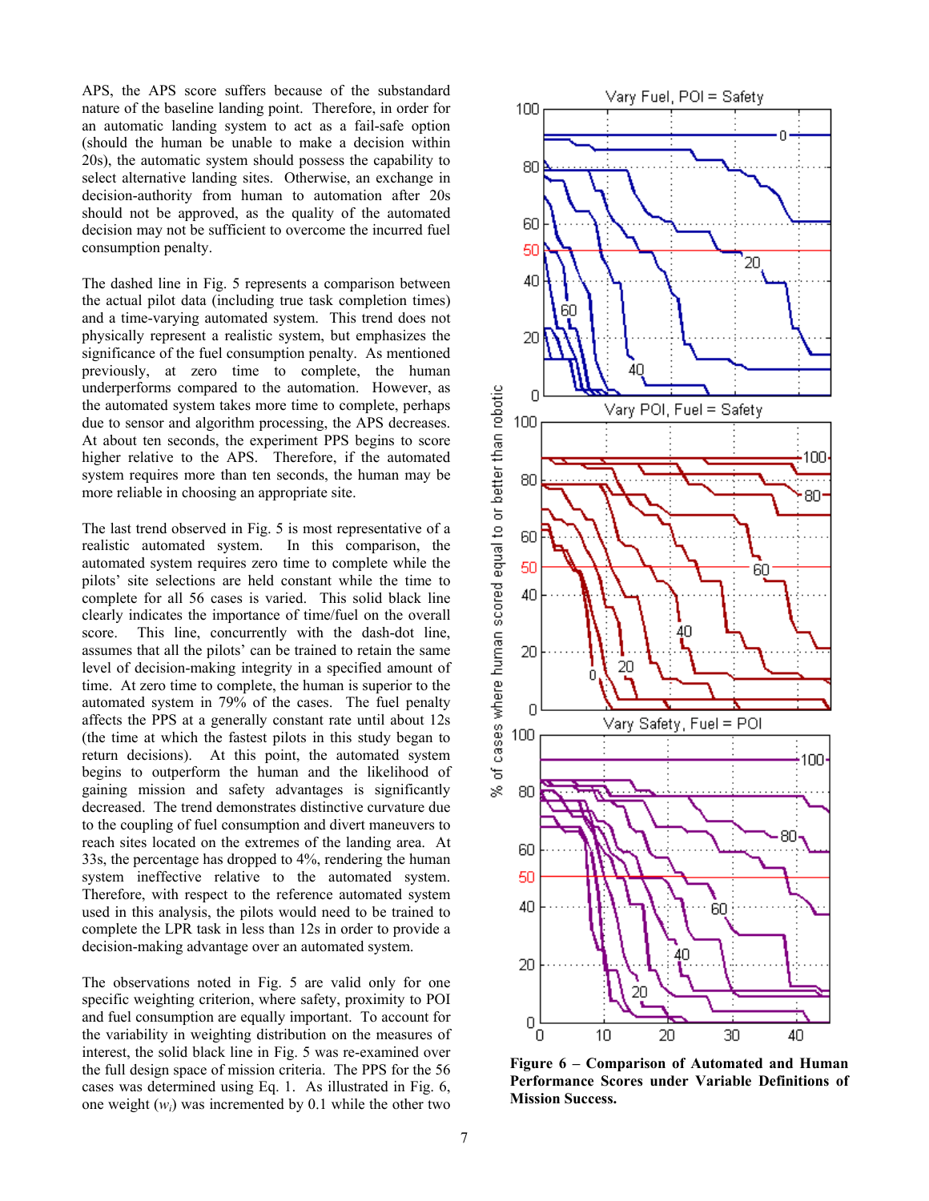APS, the APS score suffers because of the substandard nature of the baseline landing point. Therefore, in order for an automatic landing system to act as a fail-safe option (should the human be unable to make a decision within 20s), the automatic system should possess the capability to select alternative landing sites. Otherwise, an exchange in decision-authority from human to automation after 20s should not be approved, as the quality of the automated decision may not be sufficient to overcome the incurred fuel consumption penalty.

The dashed line in Fig. 5 represents a comparison between the actual pilot data (including true task completion times) and a time-varying automated system. This trend does not physically represent a realistic system, but emphasizes the significance of the fuel consumption penalty. As mentioned previously, at zero time to complete, the human underperforms compared to the automation. However, as the automated system takes more time to complete, perhaps due to sensor and algorithm processing, the APS decreases. At about ten seconds, the experiment PPS begins to score higher relative to the APS. Therefore, if the automated system requires more than ten seconds, the human may be more reliable in choosing an appropriate site.

The last trend observed in Fig. 5 is most representative of a realistic automated system. In this comparison, the automated system requires zero time to complete while the pilots' site selections are held constant while the time to complete for all 56 cases is varied. This solid black line clearly indicates the importance of time/fuel on the overall score. This line, concurrently with the dash-dot line, assumes that all the pilots' can be trained to retain the same level of decision-making integrity in a specified amount of time. At zero time to complete, the human is superior to the automated system in 79% of the cases. The fuel penalty affects the PPS at a generally constant rate until about 12s (the time at which the fastest pilots in this study began to return decisions). At this point, the automated system begins to outperform the human and the likelihood of gaining mission and safety advantages is significantly decreased. The trend demonstrates distinctive curvature due to the coupling of fuel consumption and divert maneuvers to reach sites located on the extremes of the landing area. At 33s, the percentage has dropped to 4%, rendering the human system ineffective relative to the automated system. Therefore, with respect to the reference automated system used in this analysis, the pilots would need to be trained to complete the LPR task in less than 12s in order to provide a decision-making advantage over an automated system.

The observations noted in Fig. 5 are valid only for one specific weighting criterion, where safety, proximity to POI and fuel consumption are equally important. To account for the variability in weighting distribution on the measures of interest, the solid black line in Fig. 5 was re-examined over the full design space of mission criteria. The PPS for the 56 cases was determined using Eq. 1. As illustrated in Fig. 6, one weight ($w_i$) was incremented by 0.1 while the other two

**Figure 6 – Comparison of Automated and Human Performance Scores under Variable Definitions of Mission Success.**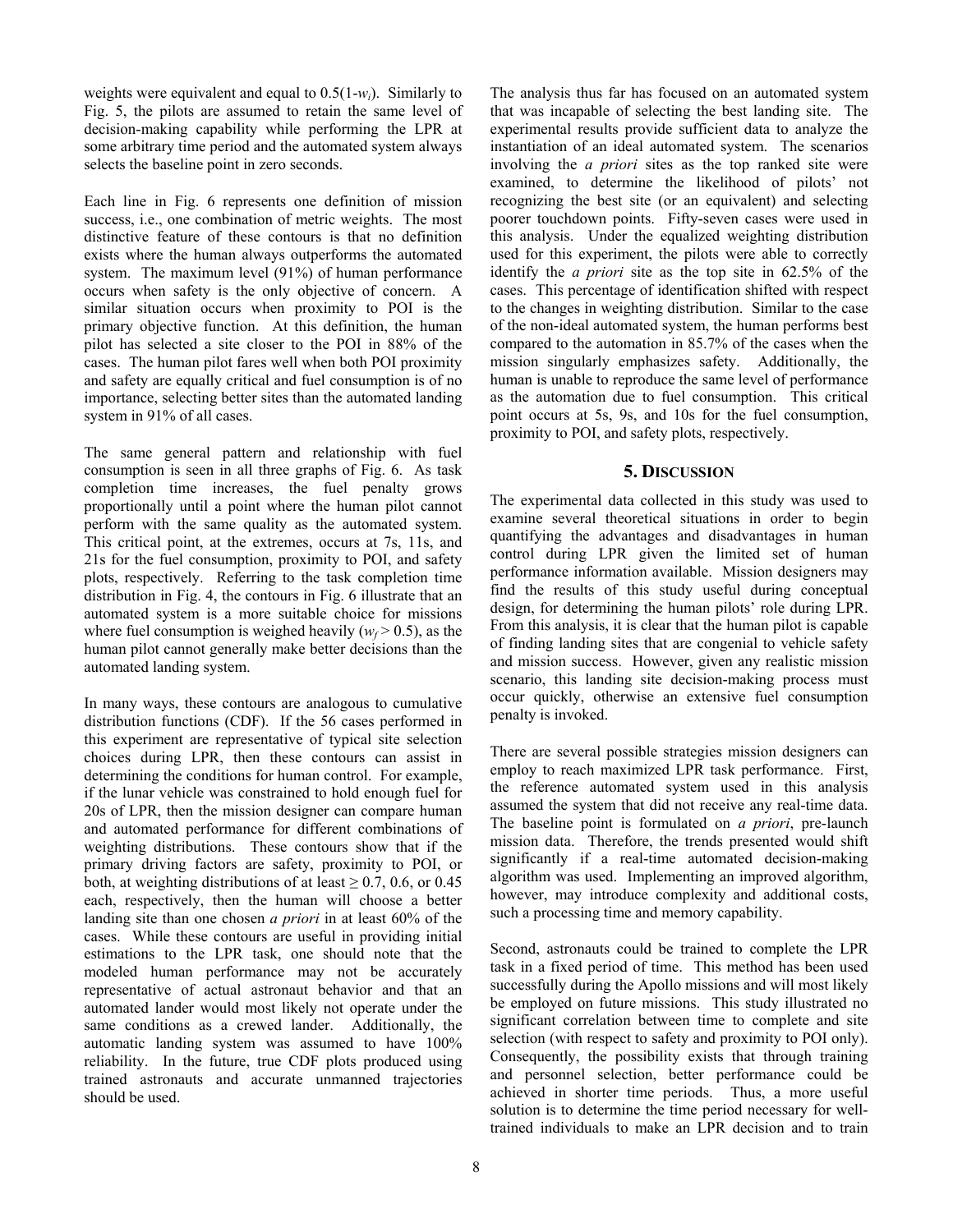weights were equivalent and equal to $0.5(1-w_i)$. Similarly to Fig. 5, the pilots are assumed to retain the same level of decision-making capability while performing the LPR at some arbitrary time period and the automated system always selects the baseline point in zero seconds.

Each line in Fig. 6 represents one definition of mission success, i.e., one combination of metric weights. The most distinctive feature of these contours is that no definition exists where the human always outperforms the automated system. The maximum level (91%) of human performance occurs when safety is the only objective of concern. A similar situation occurs when proximity to POI is the primary objective function. At this definition, the human pilot has selected a site closer to the POI in 88% of the cases. The human pilot fares well when both POI proximity and safety are equally critical and fuel consumption is of no importance, selecting better sites than the automated landing system in 91% of all cases.

The same general pattern and relationship with fuel consumption is seen in all three graphs of Fig. 6. As task completion time increases, the fuel penalty grows proportionally until a point where the human pilot cannot perform with the same quality as the automated system. This critical point, at the extremes, occurs at 7s, 11s, and 21s for the fuel consumption, proximity to POI, and safety plots, respectively. Referring to the task completion time distribution in Fig. 4, the contours in Fig. 6 illustrate that an automated system is a more suitable choice for missions where fuel consumption is weighed heavily ($w_f > 0.5$), as the human pilot cannot generally make better decisions than the automated landing system.

In many ways, these contours are analogous to cumulative distribution functions (CDF). If the 56 cases performed in this experiment are representative of typical site selection choices during LPR, then these contours can assist in determining the conditions for human control. For example, if the lunar vehicle was constrained to hold enough fuel for 20s of LPR, then the mission designer can compare human and automated performance for different combinations of weighting distributions. These contours show that if the primary driving factors are safety, proximity to POI, or both, at weighting distributions of at least $\geq 0.7$, 0.6, or 0.45 each, respectively, then the human will choose a better landing site than one chosen *a priori* in at least 60% of the cases. While these contours are useful in providing initial estimations to the LPR task, one should note that the modeled human performance may not be accurately representative of actual astronaut behavior and that an automated lander would most likely not operate under the same conditions as a crewed lander. Additionally, the automatic landing system was assumed to have 100% reliability. In the future, true CDF plots produced using trained astronauts and accurate unmanned trajectories should be used.

The analysis thus far has focused on an automated system that was incapable of selecting the best landing site. The experimental results provide sufficient data to analyze the instantiation of an ideal automated system. The scenarios involving the *a priori* sites as the top ranked site were examined, to determine the likelihood of pilots' not recognizing the best site (or an equivalent) and selecting poorer touchdown points. Fifty-seven cases were used in this analysis. Under the equalized weighting distribution used for this experiment, the pilots were able to correctly identify the *a priori* site as the top site in 62.5% of the cases. This percentage of identification shifted with respect to the changes in weighting distribution. Similar to the case of the non-ideal automated system, the human performs best compared to the automation in 85.7% of the cases when the mission singularly emphasizes safety. Additionally, the human is unable to reproduce the same level of performance as the automation due to fuel consumption. This critical point occurs at 5s, 9s, and 10s for the fuel consumption, proximity to POI, and safety plots, respectively.

## 5. Discussion

The experimental data collected in this study was used to examine several theoretical situations in order to begin quantifying the advantages and disadvantages in human control during LPR given the limited set of human performance information available. Mission designers may find the results of this study useful during conceptual design, for determining the human pilots' role during LPR. From this analysis, it is clear that the human pilot is capable of finding landing sites that are congenial to vehicle safety and mission success. However, given any realistic mission scenario, this landing site decision-making process must occur quickly, otherwise an extensive fuel consumption penalty is invoked.

There are several possible strategies mission designers can employ to reach maximized LPR task performance. First, the reference automated system used in this analysis assumed the system that did not receive any real-time data. The baseline point is formulated on *a priori*, pre-launch mission data. Therefore, the trends presented would shift significantly if a real-time automated decision-making algorithm was used. Implementing an improved algorithm, however, may introduce complexity and additional costs, such a processing time and memory capability.

Second, astronauts could be trained to complete the LPR task in a fixed period of time. This method has been used successfully during the Apollo missions and will most likely be employed on future missions. This study illustrated no significant correlation between time to complete and site selection (with respect to safety and proximity to POI only). Consequently, the possibility exists that through training and personnel selection, better performance could be achieved in shorter time periods. Thus, a more useful solution is to determine the time period necessary for well-trained individuals to make an LPR decision and to train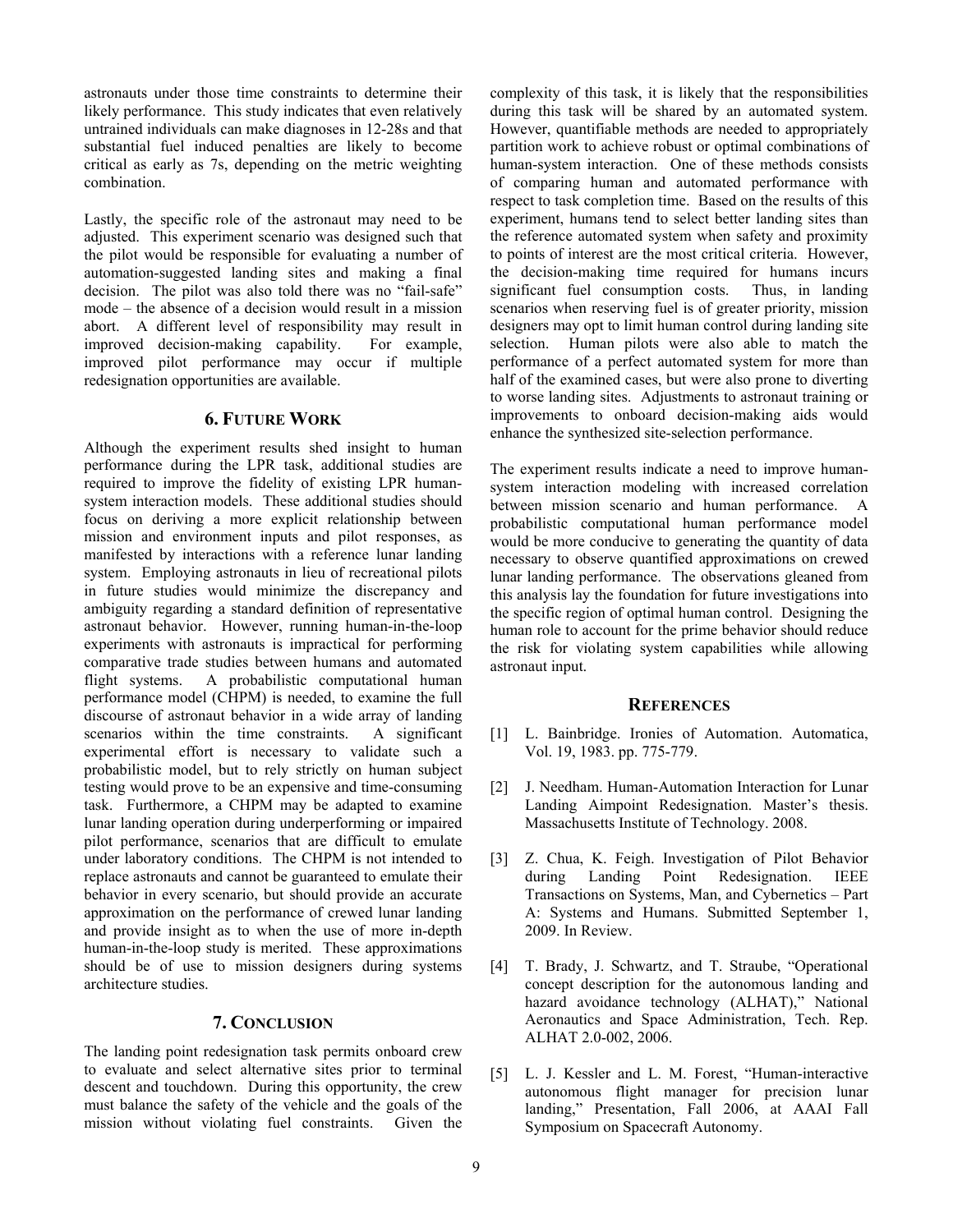astronauts under those time constraints to determine their likely performance. This study indicates that even relatively untrained individuals can make diagnoses in 12-28s and that substantial fuel induced penalties are likely to become critical as early as 7s, depending on the metric weighting combination.

Lastly, the specific role of the astronaut may need to be adjusted. This experiment scenario was designed such that the pilot would be responsible for evaluating a number of automation-suggested landing sites and making a final decision. The pilot was also told there was no "fail-safe" mode – the absence of a decision would result in a mission abort. A different level of responsibility may result in improved decision-making capability. For example, improved pilot performance may occur if multiple redesignation opportunities are available.

## 6. Future Work

Although the experiment results shed insight to human performance during the LPR task, additional studies are required to improve the fidelity of existing LPR human-system interaction models. These additional studies should focus on deriving a more explicit relationship between mission and environment inputs and pilot responses, as manifested by interactions with a reference lunar landing system. Employing astronauts in lieu of recreational pilots in future studies would minimize the discrepancy and ambiguity regarding a standard definition of representative astronaut behavior. However, running human-in-the-loop experiments with astronauts is impractical for performing comparative trade studies between humans and automated flight systems. A probabilistic computational human performance model (CHPM) is needed, to examine the full discourse of astronaut behavior in a wide array of landing scenarios within the time constraints. A significant experimental effort is necessary to validate such a probabilistic model, but to rely strictly on human subject testing would prove to be an expensive and time-consuming task. Furthermore, a CHPM may be adapted to examine lunar landing operation during underperforming or impaired pilot performance, scenarios that are difficult to emulate under laboratory conditions. The CHPM is not intended to replace astronauts and cannot be guaranteed to emulate their behavior in every scenario, but should provide an accurate approximation on the performance of crewed lunar landing and provide insight as to when the use of more in-depth human-in-the-loop study is merited. These approximations should be of use to mission designers during systems architecture studies.

## 7. Conclusion

The landing point redesignation task permits onboard crew to evaluate and select alternative sites prior to terminal descent and touchdown. During this opportunity, the crew must balance the safety of the vehicle and the goals of the mission without violating fuel constraints. Given the complexity of this task, it is likely that the responsibilities during this task will be shared by an automated system. However, quantifiable methods are needed to appropriately partition work to achieve robust or optimal combinations of human-system interaction. One of these methods consists of comparing human and automated performance with respect to task completion time. Based on the results of this experiment, humans tend to select better landing sites than the reference automated system when safety and proximity to points of interest are the most critical criteria. However, the decision-making time required for humans incurs significant fuel consumption costs. Thus, in landing scenarios when reserving fuel is of greater priority, mission designers may opt to limit human control during landing site selection. Human pilots were also able to match the performance of a perfect automated system for more than half of the examined cases, but were also prone to diverting to worse landing sites. Adjustments to astronaut training or improvements to onboard decision-making aids would enhance the synthesized site-selection performance.

The experiment results indicate a need to improve human-system interaction modeling with increased correlation between mission scenario and human performance. A probabilistic computational human performance model would be more conducive to generating the quantity of data necessary to observe quantified approximations on crewed lunar landing performance. The observations gleaned from this analysis lay the foundation for future investigations into the specific region of optimal human control. Designing the human role to account for the prime behavior should reduce the risk for violating system capabilities while allowing astronaut input.

## References

[1] L. Bainbridge. Ironies of Automation. Automatica, Vol. 19, 1983. pp. 775-779.

[2] J. Needham. Human-Automation Interaction for Lunar Landing Aimpoint Redesignation. Master's thesis. Massachusetts Institute of Technology. 2008.

[3] Z. Chua, K. Feigh. Investigation of Pilot Behavior during Landing Point Redesignation. IEEE Transactions on Systems, Man, and Cybernetics – Part A: Systems and Humans. Submitted September 1, 2009. In Review.

[4] T. Brady, J. Schwartz, and T. Straube, "Operational concept description for the autonomous landing and hazard avoidance technology (ALHAT)," National Aeronautics and Space Administration, Tech. Rep. ALHAT 2.0-002, 2006.

[5] L. J. Kessler and L. M. Forest, "Human-interactive autonomous flight manager for precision lunar landing," Presentation, Fall 2006, at AAAI Fall Symposium on Spacecraft Autonomy.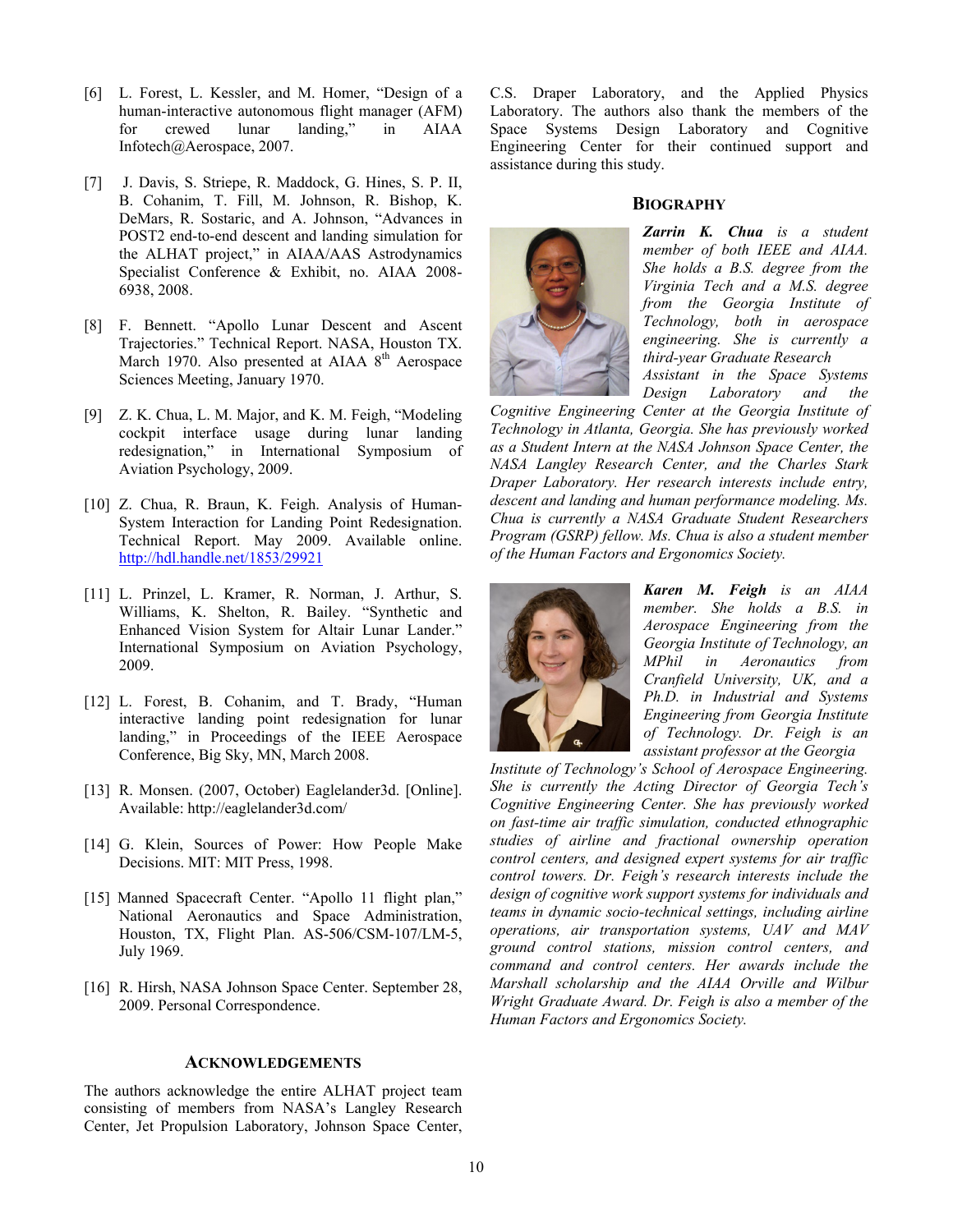[6] L. Forest, L. Kessler, and M. Homer, "Design of a human-interactive autonomous flight manager (AFM) for crewed lunar landing," in AIAA Infotech@Aerospace, 2007.

[7] J. Davis, S. Striepe, R. Maddock, G. Hines, S. P. II, B. Cohanim, T. Fill, M. Johnson, R. Bishop, K. DeMars, R. Sostaric, and A. Johnson, "Advances in POST2 end-to-end descent and landing simulation for the ALHAT project," in AIAA/AAS Astrodynamics Specialist Conference & Exhibit, no. AIAA 2008-6938, 2008.

[8] F. Bennett. "Apollo Lunar Descent and Ascent Trajectories." Technical Report. NASA, Houston TX. March 1970. Also presented at AIAA 8th Aerospace Sciences Meeting, January 1970.

[9] Z. K. Chua, L. M. Major, and K. M. Feigh, "Modeling cockpit interface usage during lunar landing redesignation," in International Symposium of Aviation Psychology, 2009.

[10] Z. Chua, R. Braun, K. Feigh. Analysis of Human-System Interaction for Landing Point Redesignation. Technical Report. May 2009. Available online. http://hdl.handle.net/1853/29921

[11] L. Prinzel, L. Kramer, R. Norman, J. Arthur, S. Williams, K. Shelton, R. Bailey. "Synthetic and Enhanced Vision System for Altair Lunar Lander." International Symposium on Aviation Psychology, 2009.

[12] L. Forest, B. Cohanim, and T. Brady, "Human interactive landing point redesignation for lunar landing," in Proceedings of the IEEE Aerospace Conference, Big Sky, MN, March 2008.

[13] R. Monsen. (2007, October) Eaglelander3d. [Online]. Available: http://eaglelander3d.com/

[14] G. Klein, Sources of Power: How People Make Decisions. MIT: MIT Press, 1998.

[15] Manned Spacecraft Center. "Apollo 11 flight plan," National Aeronautics and Space Administration, Houston, TX, Flight Plan. AS-506/CSM-107/LM-5, July 1969.

[16] R. Hirsh, NASA Johnson Space Center. September 28, 2009. Personal Correspondence.

## ACKNOWLEDGEMENTS

The authors acknowledge the entire ALHAT project team consisting of members from NASA's Langley Research Center, Jet Propulsion Laboratory, Johnson Space Center, C.S. Draper Laboratory, and the Applied Physics Laboratory. The authors also thank the members of the Space Systems Design Laboratory and Cognitive Engineering Center for their continued support and assistance during this study.

## BIOGRAPHY

***Zarrin K. Chua*** *is a student member of both IEEE and AIAA. She holds a B.S. degree from the Virginia Tech and a M.S. degree from the Georgia Institute of Technology, both in aerospace engineering. She is currently a third-year Graduate Research Assistant in the Space Systems Design Laboratory and the Cognitive Engineering Center at the Georgia Institute of Technology in Atlanta, Georgia. She has previously worked as a Student Intern at the NASA Johnson Space Center, the NASA Langley Research Center, and the Charles Stark Draper Laboratory. Her research interests include entry, descent and landing and human performance modeling. Ms. Chua is currently a NASA Graduate Student Researchers Program (GSRP) fellow. Ms. Chua is also a student member of the Human Factors and Ergonomics Society.*

***Karen M. Feigh*** *is an AIAA member. She holds a B.S. in Aerospace Engineering from the Georgia Institute of Technology, an MPhil in Aeronautics from Cranfield University, UK, and a Ph.D. in Industrial and Systems Engineering from Georgia Institute of Technology. Dr. Feigh is an assistant professor at the Georgia Institute of Technology's School of Aerospace Engineering. She is currently the Acting Director of Georgia Tech's Cognitive Engineering Center. She has previously worked on fast-time air traffic simulation, conducted ethnographic studies of airline and fractional ownership operation control centers, and designed expert systems for air traffic control towers. Dr. Feigh's research interests include the design of cognitive work support systems for individuals and teams in dynamic socio-technical settings, including airline operations, air transportation systems, UAV and MAV ground control stations, mission control centers, and command and control centers. Her awards include the Marshall scholarship and the AIAA Orville and Wilbur Wright Graduate Award. Dr. Feigh is also a member of the Human Factors and Ergonomics Society.*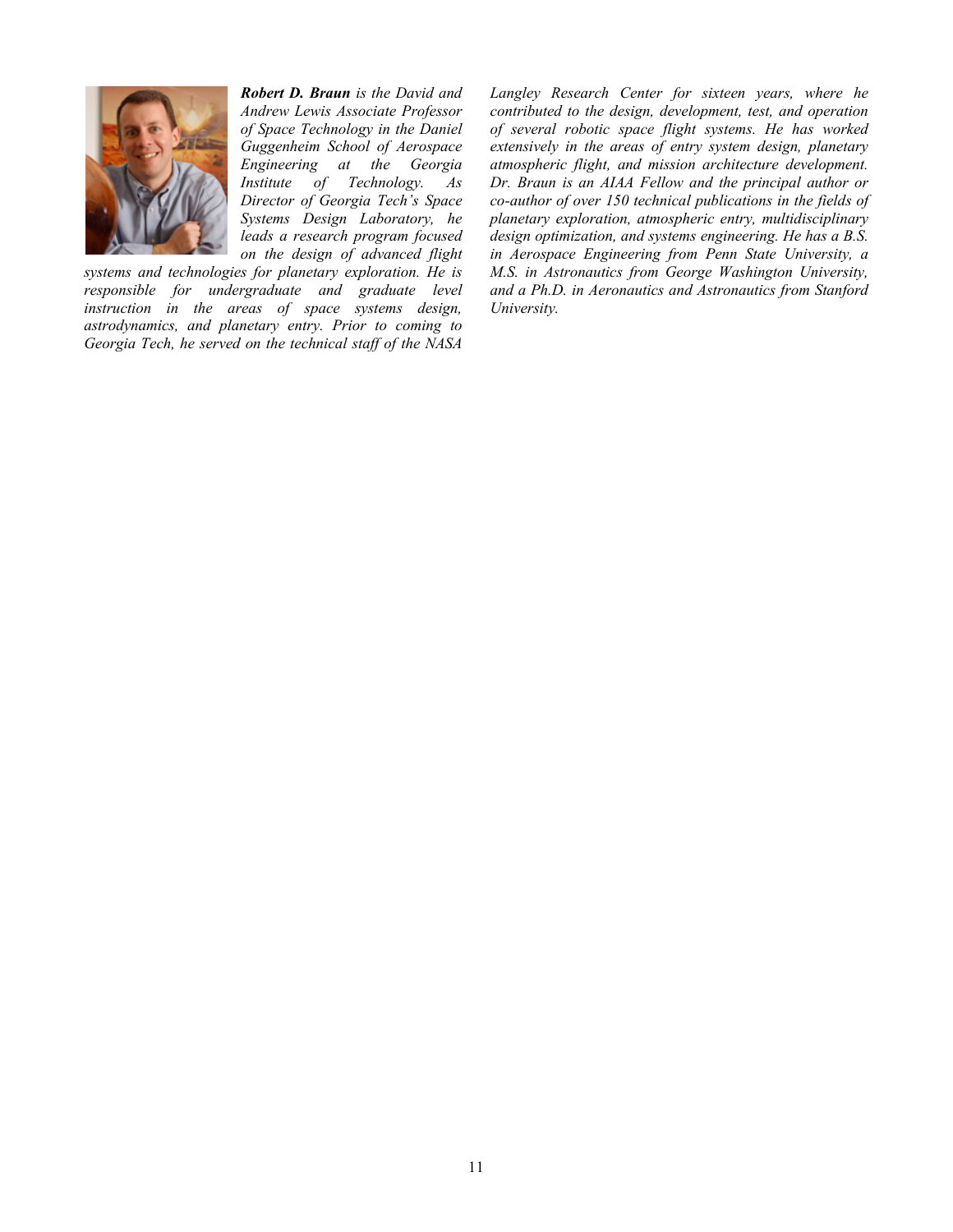***Robert D. Braun*** *is the David and Andrew Lewis Associate Professor of Space Technology in the Daniel Guggenheim School of Aerospace Engineering at the Georgia Institute of Technology. As Director of Georgia Tech's Space Systems Design Laboratory, he leads a research program focused on the design of advanced flight systems and technologies for planetary exploration. He is responsible for undergraduate and graduate level instruction in the areas of space systems design, astrodynamics, and planetary entry. Prior to coming to Georgia Tech, he served on the technical staff of the NASA Langley Research Center for sixteen years, where he contributed to the design, development, test, and operation of several robotic space flight systems. He has worked extensively in the areas of entry system design, planetary atmospheric flight, and mission architecture development. Dr. Braun is an AIAA Fellow and the principal author or co-author of over 150 technical publications in the fields of planetary exploration, atmospheric entry, multidisciplinary design optimization, and systems engineering. He has a B.S. in Aerospace Engineering from Penn State University, a M.S. in Astronautics from George Washington University, and a Ph.D. in Aeronautics and Astronautics from Stanford University.*